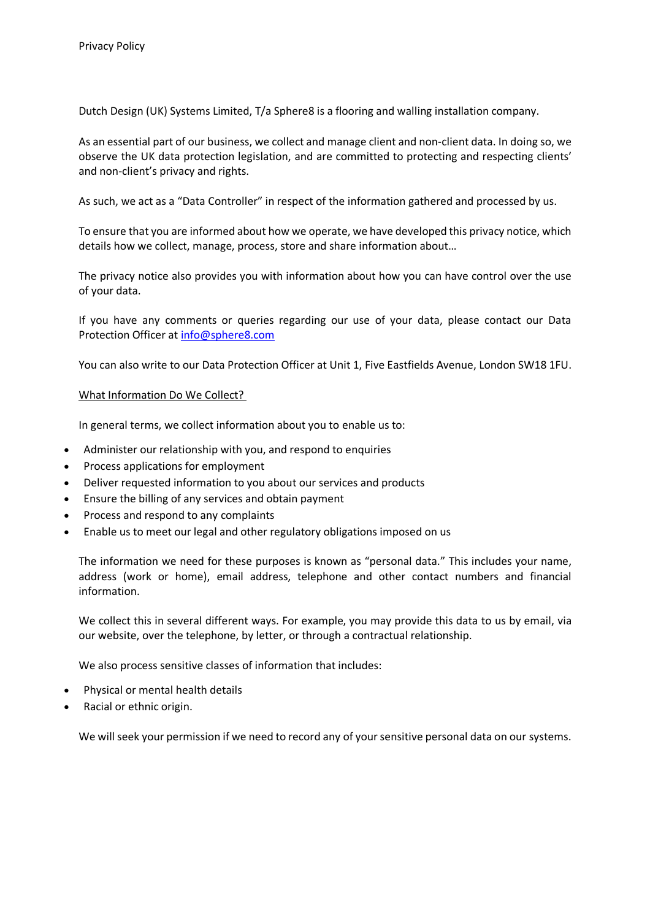# Privacy Policy

Dutch Design (UK) Systems Limited, T/a Sphere8 is a flooring and walling installation company.

As an essential part of our business, we collect and manage client and non-client data. In doing so, we observe the UK data protection legislation, and are committed to protecting and respecting clients' and non-client's privacy and rights.

As such, we act as a "Data Controller" in respect of the information gathered and processed by us.

To ensure that you are informed about how we operate, we have developed this privacy notice, which details how we collect, manage, process, store and share information about…

The privacy notice also provides you with information about how you can have control over the use of your data.

If you have any comments or queries regarding our use of your data, please contact our Data Protection Officer at info@sphere8.com

You can also write to our Data Protection Officer at Unit 1, Five Eastfields Avenue, London SW18 1FU.

## What Information Do We Collect?

In general terms, we collect information about you to enable us to:

- Administer our relationship with you, and respond to enquiries
- Process applications for employment
- Deliver requested information to you about our services and products
- Ensure the billing of any services and obtain payment
- Process and respond to any complaints
- Enable us to meet our legal and other regulatory obligations imposed on us

The information we need for these purposes is known as "personal data." This includes your name, address (work or home), email address, telephone and other contact numbers and financial information.

We collect this in several different ways. For example, you may provide this data to us by email, via our website, over the telephone, by letter, or through a contractual relationship.

We also process sensitive classes of information that includes:

- Physical or mental health details
- Racial or ethnic origin.

We will seek your permission if we need to record any of your sensitive personal data on our systems.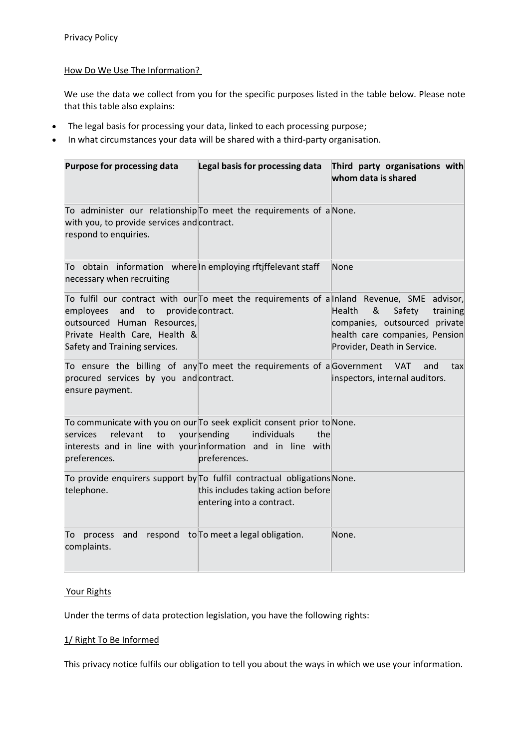Privacy Policy

How Do We Use The Information?

We use the data we collect from you for the specific purposes listed in the table below. Please note that this table also explains:

- The legal basis for processing your data, linked to each processing purpose;
- In what circumstances your data will be shared with a third-party organisation.

| Purpose for processing data | Legal basis for processing data | Third party organisations with whom data is shared |
|---|---|---|
| To administer our relationship with you, to provide services and respond to enquiries. | To meet the requirements of a contract. | None. |
| To obtain information where necessary when recruiting | In employing rftjffelevant staff | None |
| To fulfil our contract with our employees and to provide outsourced Human Resources, Private Health Care, Health & Safety and Training services. | To meet the requirements of a contract. | Inland Revenue, SME advisor, Health & Safety training companies, outsourced private health care companies, Pension Provider, Death in Service. |
| To ensure the billing of any procured services by you and ensure payment. | To meet the requirements of a contract. | Government VAT and tax inspectors, internal auditors. |
| To communicate with you on our services relevant to your interests and in line with your preferences. | To seek explicit consent prior to sending individuals the information and in line with preferences. | None. |
| To provide enquirers support by telephone. | To fulfil contractual obligations this includes taking action before entering into a contract. | None. |
| To process and respond to complaints. | To meet a legal obligation. | None. |

Your Rights

Under the terms of data protection legislation, you have the following rights:

1/ Right To Be Informed

This privacy notice fulfils our obligation to tell you about the ways in which we use your information.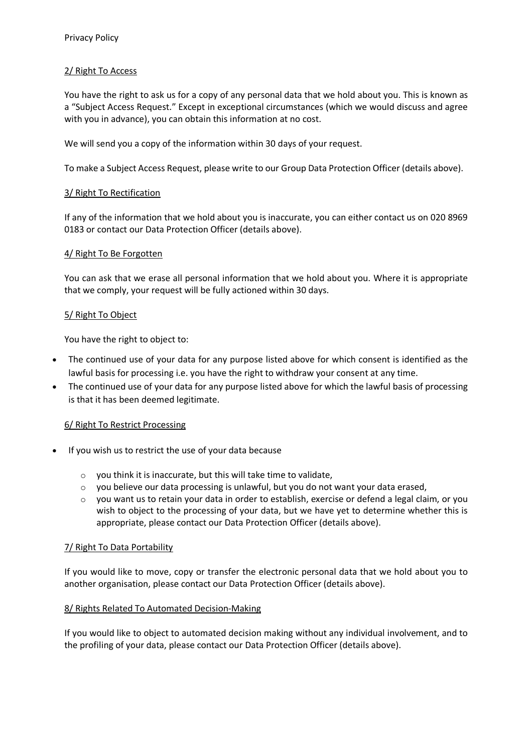Privacy Policy

## 2/ Right To Access

You have the right to ask us for a copy of any personal data that we hold about you. This is known as a "Subject Access Request." Except in exceptional circumstances (which we would discuss and agree with you in advance), you can obtain this information at no cost.

We will send you a copy of the information within 30 days of your request.

To make a Subject Access Request, please write to our Group Data Protection Officer (details above).

## 3/ Right To Rectification

If any of the information that we hold about you is inaccurate, you can either contact us on 020 8969 0183 or contact our Data Protection Officer (details above).

## 4/ Right To Be Forgotten

You can ask that we erase all personal information that we hold about you. Where it is appropriate that we comply, your request will be fully actioned within 30 days.

## 5/ Right To Object

You have the right to object to:

- The continued use of your data for any purpose listed above for which consent is identified as the lawful basis for processing i.e. you have the right to withdraw your consent at any time.
- The continued use of your data for any purpose listed above for which the lawful basis of processing is that it has been deemed legitimate.

## 6/ Right To Restrict Processing

- If you wish us to restrict the use of your data because
  - you think it is inaccurate, but this will take time to validate,
  - you believe our data processing is unlawful, but you do not want your data erased,
  - you want us to retain your data in order to establish, exercise or defend a legal claim, or you wish to object to the processing of your data, but we have yet to determine whether this is appropriate, please contact our Data Protection Officer (details above).

## 7/ Right To Data Portability

If you would like to move, copy or transfer the electronic personal data that we hold about you to another organisation, please contact our Data Protection Officer (details above).

## 8/ Rights Related To Automated Decision-Making

If you would like to object to automated decision making without any individual involvement, and to the profiling of your data, please contact our Data Protection Officer (details above).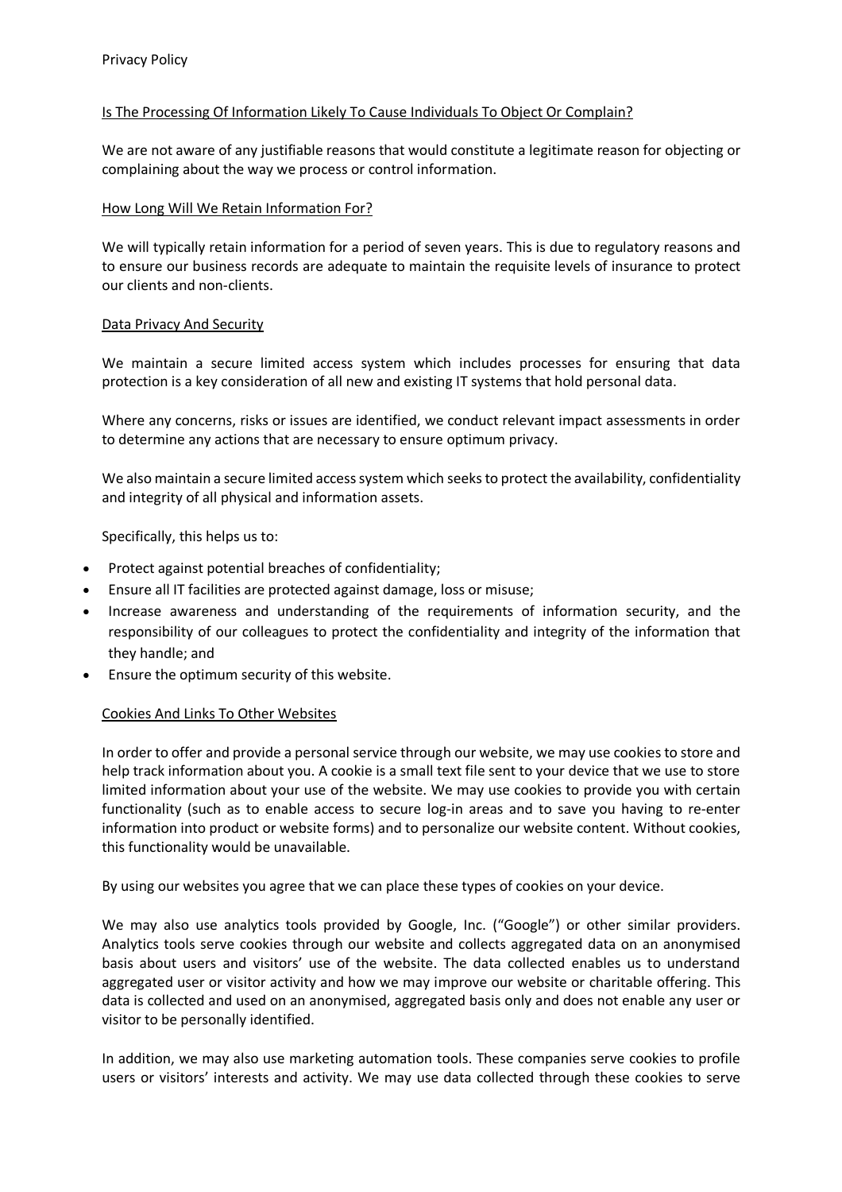## Is The Processing Of Information Likely To Cause Individuals To Object Or Complain?

We are not aware of any justifiable reasons that would constitute a legitimate reason for objecting or complaining about the way we process or control information.

## How Long Will We Retain Information For?

We will typically retain information for a period of seven years. This is due to regulatory reasons and to ensure our business records are adequate to maintain the requisite levels of insurance to protect our clients and non-clients.

## Data Privacy And Security

We maintain a secure limited access system which includes processes for ensuring that data protection is a key consideration of all new and existing IT systems that hold personal data.

Where any concerns, risks or issues are identified, we conduct relevant impact assessments in order to determine any actions that are necessary to ensure optimum privacy.

We also maintain a secure limited access system which seeks to protect the availability, confidentiality and integrity of all physical and information assets.

Specifically, this helps us to:

- Protect against potential breaches of confidentiality;
- Ensure all IT facilities are protected against damage, loss or misuse;
- Increase awareness and understanding of the requirements of information security, and the responsibility of our colleagues to protect the confidentiality and integrity of the information that they handle; and
- Ensure the optimum security of this website.

## Cookies And Links To Other Websites

In order to offer and provide a personal service through our website, we may use cookies to store and help track information about you. A cookie is a small text file sent to your device that we use to store limited information about your use of the website. We may use cookies to provide you with certain functionality (such as to enable access to secure log-in areas and to save you having to re-enter information into product or website forms) and to personalize our website content. Without cookies, this functionality would be unavailable.

By using our websites you agree that we can place these types of cookies on your device.

We may also use analytics tools provided by Google, Inc. ("Google") or other similar providers. Analytics tools serve cookies through our website and collects aggregated data on an anonymised basis about users and visitors' use of the website. The data collected enables us to understand aggregated user or visitor activity and how we may improve our website or charitable offering. This data is collected and used on an anonymised, aggregated basis only and does not enable any user or visitor to be personally identified.

In addition, we may also use marketing automation tools. These companies serve cookies to profile users or visitors' interests and activity. We may use data collected through these cookies to serve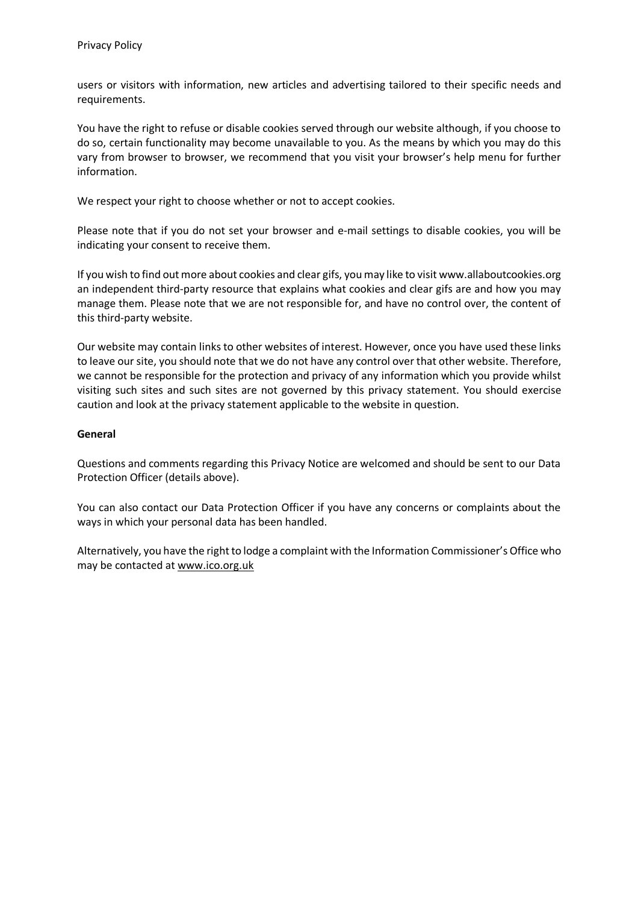users or visitors with information, new articles and advertising tailored to their specific needs and requirements.

You have the right to refuse or disable cookies served through our website although, if you choose to do so, certain functionality may become unavailable to you. As the means by which you may do this vary from browser to browser, we recommend that you visit your browser's help menu for further information.

We respect your right to choose whether or not to accept cookies.

Please note that if you do not set your browser and e-mail settings to disable cookies, you will be indicating your consent to receive them.

If you wish to find out more about cookies and clear gifs, you may like to visit www.allaboutcookies.org an independent third-party resource that explains what cookies and clear gifs are and how you may manage them. Please note that we are not responsible for, and have no control over, the content of this third-party website.

Our website may contain links to other websites of interest. However, once you have used these links to leave our site, you should note that we do not have any control over that other website. Therefore, we cannot be responsible for the protection and privacy of any information which you provide whilst visiting such sites and such sites are not governed by this privacy statement. You should exercise caution and look at the privacy statement applicable to the website in question.

**General**

Questions and comments regarding this Privacy Notice are welcomed and should be sent to our Data Protection Officer (details above).

You can also contact our Data Protection Officer if you have any concerns or complaints about the ways in which your personal data has been handled.

Alternatively, you have the right to lodge a complaint with the Information Commissioner's Office who may be contacted at www.ico.org.uk